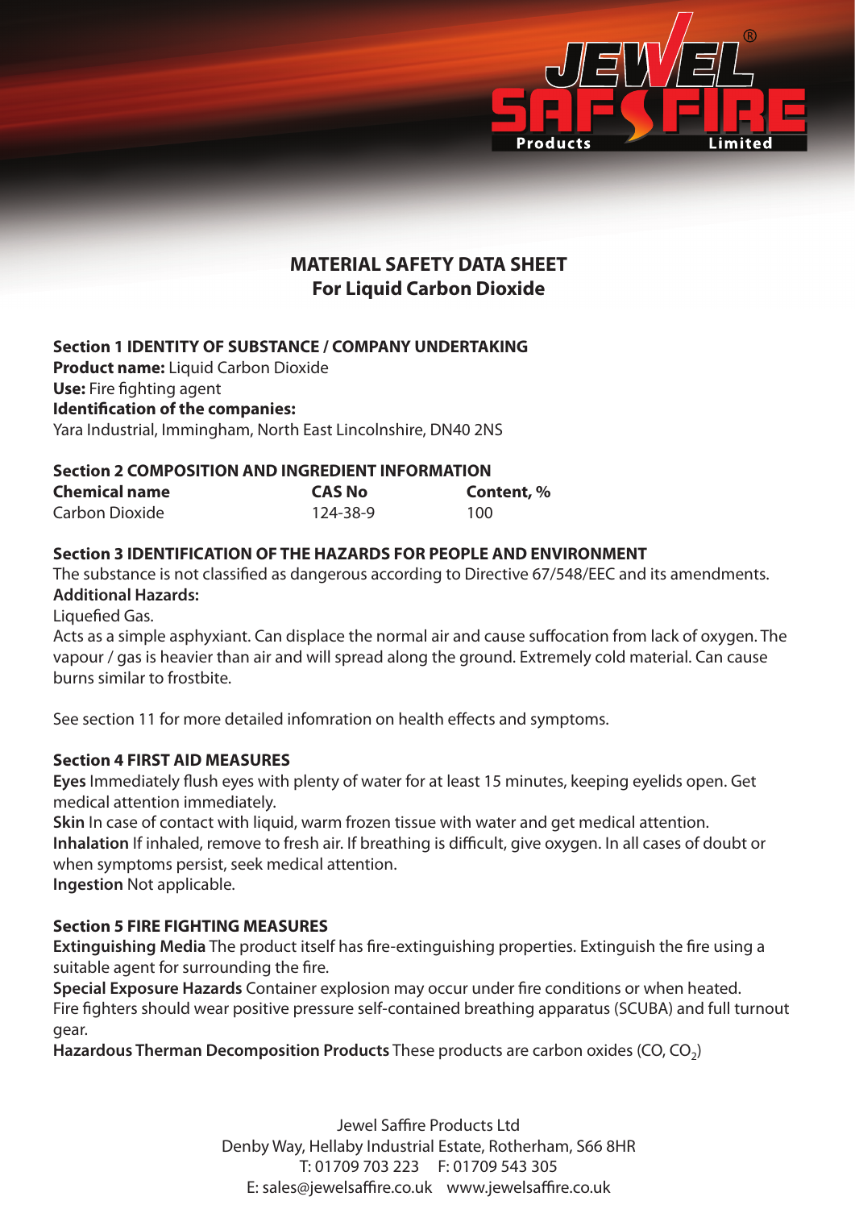# MATERIAL SAFETY DATA SHEET
## For Liquid Carbon Dioxide

### Section 1 IDENTITY OF SUBSTANCE / COMPANY UNDERTAKING

**Product name:** Liquid Carbon Dioxide
**Use:** Fire fighting agent
**Identification of the companies:**
Yara Industrial, Immingham, North East Lincolnshire, DN40 2NS

### Section 2 COMPOSITION AND INGREDIENT INFORMATION

| Chemical name | CAS No | Content, % |
| --- | --- | --- |
| Carbon Dioxide | 124-38-9 | 100 |

### Section 3 IDENTIFICATION OF THE HAZARDS FOR PEOPLE AND ENVIRONMENT

The substance is not classified as dangerous according to Directive 67/548/EEC and its amendments.
**Additional Hazards:**
Liquefied Gas.
Acts as a simple asphyxiant. Can displace the normal air and cause suffocation from lack of oxygen. The vapour / gas is heavier than air and will spread along the ground. Extremely cold material. Can cause burns similar to frostbite.

See section 11 for more detailed infomration on health effects and symptoms.

### Section 4 FIRST AID MEASURES

**Eyes** Immediately flush eyes with plenty of water for at least 15 minutes, keeping eyelids open. Get medical attention immediately.
**Skin** In case of contact with liquid, warm frozen tissue with water and get medical attention.
**Inhalation** If inhaled, remove to fresh air. If breathing is difficult, give oxygen. In all cases of doubt or when symptoms persist, seek medical attention.
**Ingestion** Not applicable.

### Section 5 FIRE FIGHTING MEASURES

**Extinguishing Media** The product itself has fire-extinguishing properties. Extinguish the fire using a suitable agent for surrounding the fire.
**Special Exposure Hazards** Container explosion may occur under fire conditions or when heated.
Fire fighters should wear positive pressure self-contained breathing apparatus (SCUBA) and full turnout gear.
**Hazardous Therman Decomposition Products** These products are carbon oxides (CO, $CO_2$)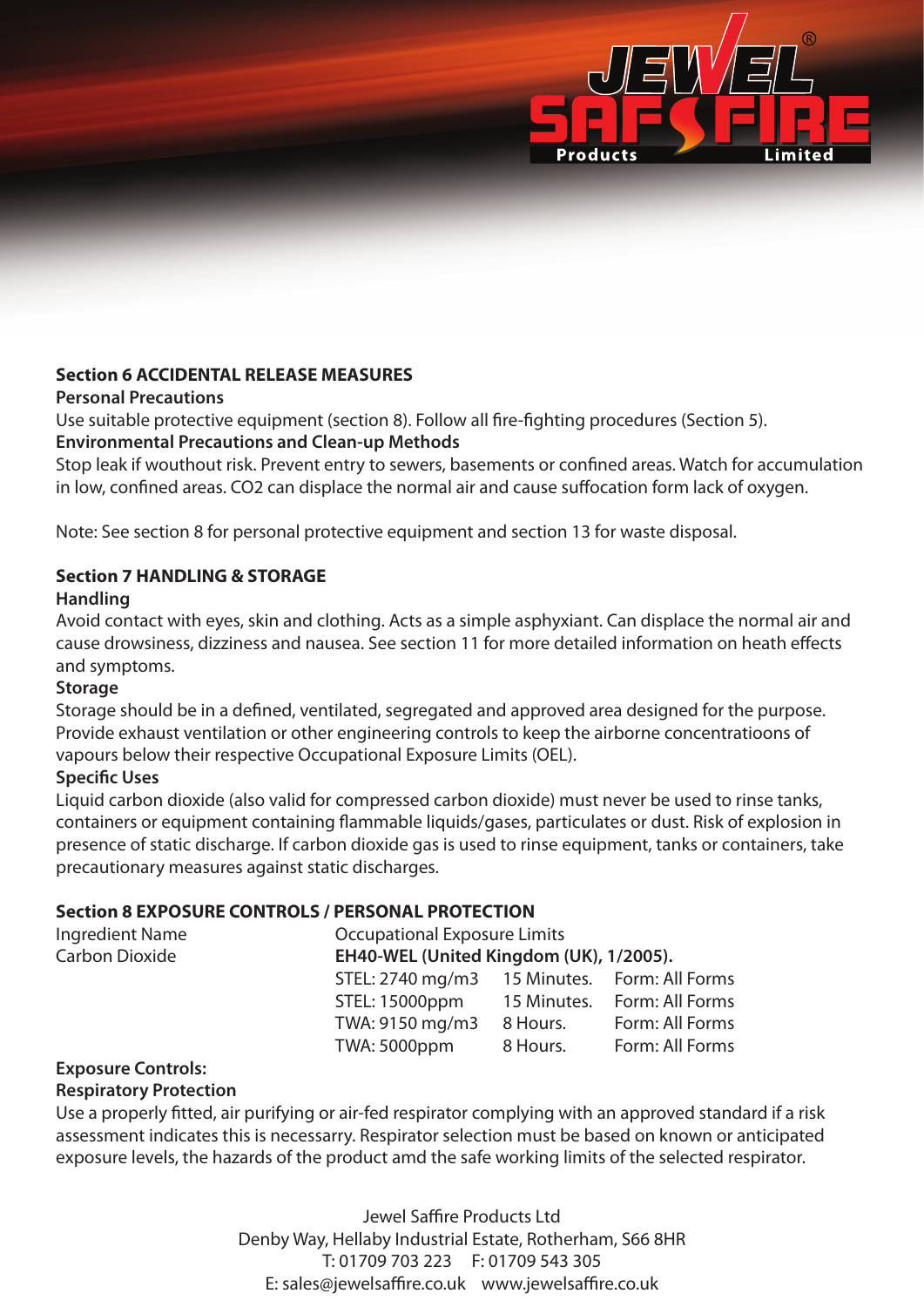## Section 6 ACCIDENTAL RELEASE MEASURES

**Personal Precautions**

Use suitable protective equipment (section 8). Follow all fire-fighting procedures (Section 5).

**Environmental Precautions and Clean-up Methods**

Stop leak if wouthout risk. Prevent entry to sewers, basements or confined areas. Watch for accumulation in low, confined areas. CO2 can displace the normal air and cause suffocation form lack of oxygen.

Note: See section 8 for personal protective equipment and section 13 for waste disposal.

## Section 7 HANDLING & STORAGE

**Handling**

Avoid contact with eyes, skin and clothing. Acts as a simple asphyxiant. Can displace the normal air and cause drowsiness, dizziness and nausea. See section 11 for more detailed information on heath effects and symptoms.

**Storage**

Storage should be in a defined, ventilated, segregated and approved area designed for the purpose. Provide exhaust ventilation or other engineering controls to keep the airborne concentratioons of vapours below their respective Occupational Exposure Limits (OEL).

**Specific Uses**

Liquid carbon dioxide (also valid for compressed carbon dioxide) must never be used to rinse tanks, containers or equipment containing flammable liquids/gases, particulates or dust. Risk of explosion in presence of static discharge. If carbon dioxide gas is used to rinse equipment, tanks or containers, take precautionary measures against static discharges.

## Section 8 EXPOSURE CONTROLS / PERSONAL PROTECTION

| Ingredient Name | Occupational Exposure Limits | | |
|---|---|---|---|
| Carbon Dioxide | **EH40-WEL (United Kingdom (UK), 1/2005).** | | |
| | STEL: 2740 mg/m3 | 15 Minutes. | Form: All Forms |
| | STEL: 15000ppm | 15 Minutes. | Form: All Forms |
| | TWA: 9150 mg/m3 | 8 Hours. | Form: All Forms |
| | TWA: 5000ppm | 8 Hours. | Form: All Forms |

**Exposure Controls:**

**Respiratory Protection**

Use a properly fitted, air purifying or air-fed respirator complying with an approved standard if a risk assessment indicates this is necessarry. Respirator selection must be based on known or anticipated exposure levels, the hazards of the product amd the safe working limits of the selected respirator.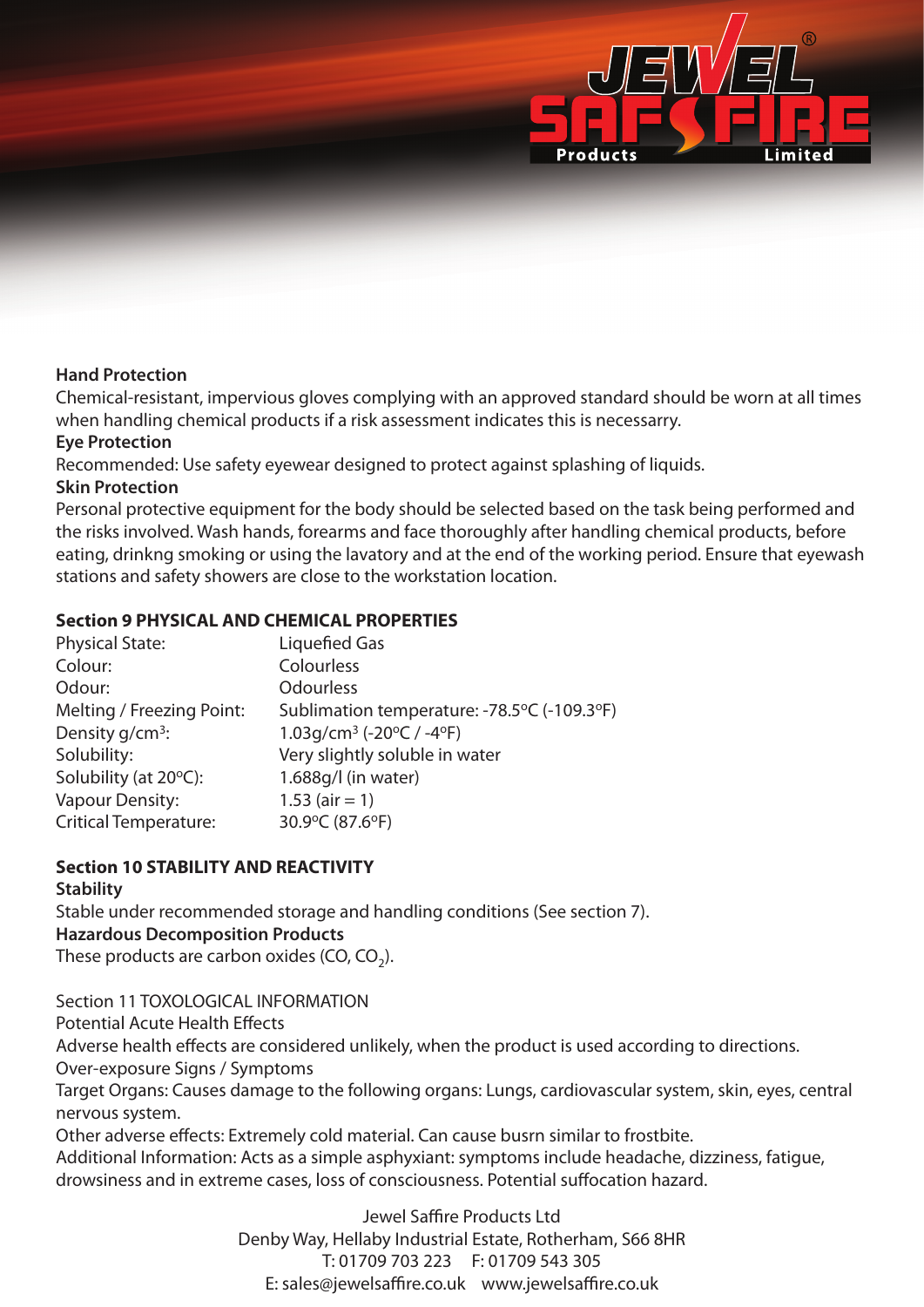**Hand Protection**

Chemical-resistant, impervious gloves complying with an approved standard should be worn at all times when handling chemical products if a risk assessment indicates this is necessarry.

**Eye Protection**

Recommended: Use safety eyewear designed to protect against splashing of liquids.

**Skin Protection**

Personal protective equipment for the body should be selected based on the task being performed and the risks involved. Wash hands, forearms and face thoroughly after handling chemical products, before eating, drinkng smoking or using the lavatory and at the end of the working period. Ensure that eyewash stations and safety showers are close to the workstation location.

## Section 9 PHYSICAL AND CHEMICAL PROPERTIES

| | |
|---|---|
| Physical State: | Liquefied Gas |
| Colour: | Colourless |
| Odour: | Odourless |
| Melting / Freezing Point: | Sublimation temperature: -78.5ºC (-109.3ºF) |
| Density g/cm$^3$: | 1.03g/cm$^3$ (-20ºC / -4ºF) |
| Solubility: | Very slightly soluble in water |
| Solubility (at 20ºC): | 1.688g/l (in water) |
| Vapour Density: | 1.53 (air = 1) |
| Critical Temperature: | 30.9ºC (87.6ºF) |

## Section 10 STABILITY AND REACTIVITY

**Stability**

Stable under recommended storage and handling conditions (See section 7).

**Hazardous Decomposition Products**

These products are carbon oxides ($CO$, $CO_2$).

Section 11 TOXOLOGICAL INFORMATION

Potential Acute Health Effects

Adverse health effects are considered unlikely, when the product is used according to directions.

Over-exposure Signs / Symptoms

Target Organs: Causes damage to the following organs: Lungs, cardiovascular system, skin, eyes, central nervous system.

Other adverse effects: Extremely cold material. Can cause busrn similar to frostbite.

Additional Information: Acts as a simple asphyxiant: symptoms include headache, dizziness, fatigue, drowsiness and in extreme cases, loss of consciousness. Potential suffocation hazard.

Jewel Saffire Products Ltd
Denby Way, Hellaby Industrial Estate, Rotherham, S66 8HR
T: 01709 703 223 F: 01709 543 305
E: sales@jewelsaffire.co.uk www.jewelsaffire.co.uk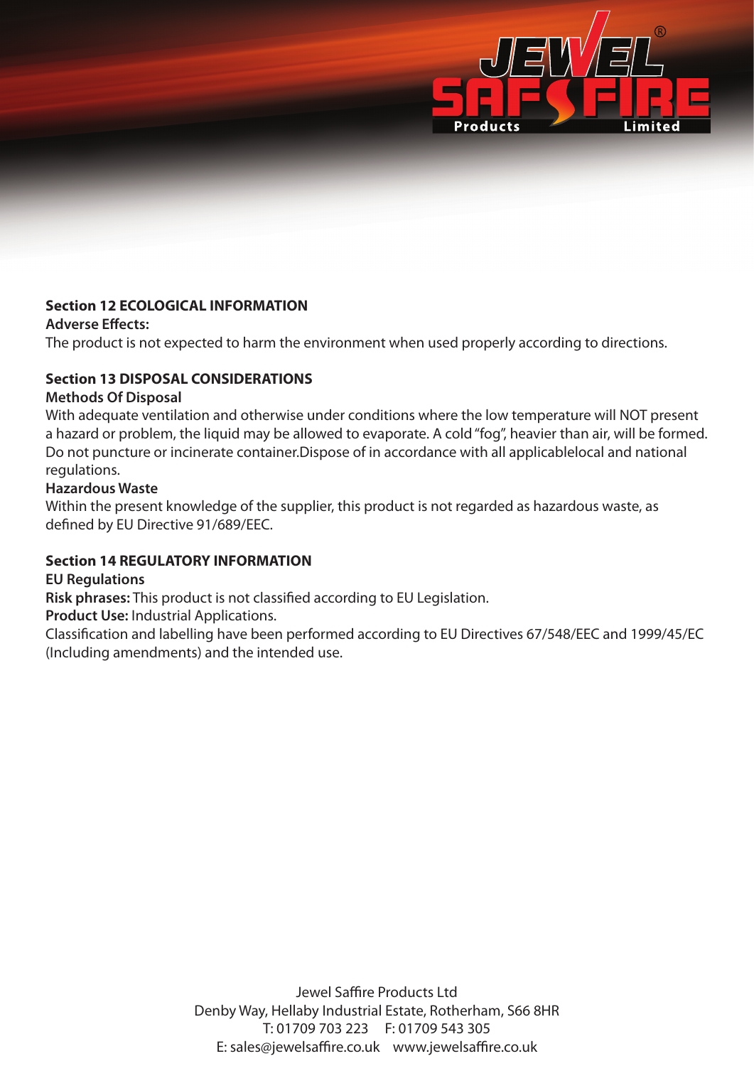**Section 12 ECOLOGICAL INFORMATION**

**Adverse Effects:**

The product is not expected to harm the environment when used properly according to directions.

**Section 13 DISPOSAL CONSIDERATIONS**

**Methods Of Disposal**

With adequate ventilation and otherwise under conditions where the low temperature will NOT present a hazard or problem, the liquid may be allowed to evaporate. A cold "fog", heavier than air, will be formed. Do not puncture or incinerate container.Dispose of in accordance with all applicablelocal and national regulations.

**Hazardous Waste**

Within the present knowledge of the supplier, this product is not regarded as hazardous waste, as defined by EU Directive 91/689/EEC.

**Section 14 REGULATORY INFORMATION**

**EU Regulations**

**Risk phrases:** This product is not classified according to EU Legislation.

**Product Use:** Industrial Applications.

Classification and labelling have been performed according to EU Directives 67/548/EEC and 1999/45/EC (Including amendments) and the intended use.